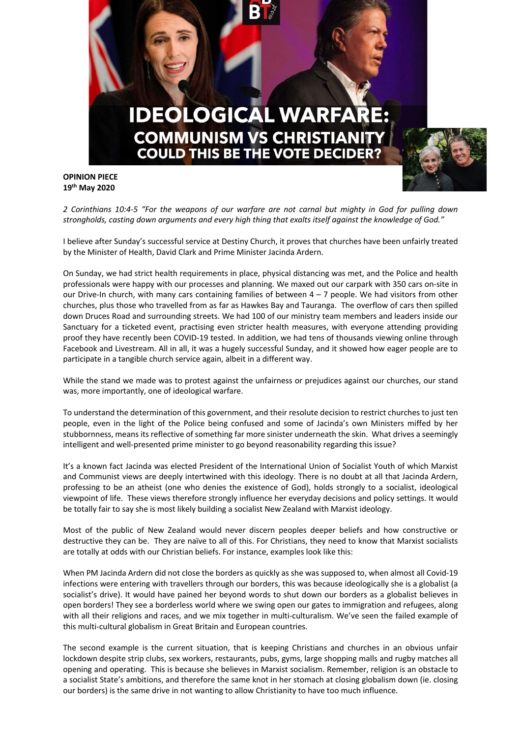# IDEOLOGICAL WARFARE:
## COMMUNISM VS CHRISTIANITY
## COULD THIS BE THE VOTE DECIDER?

**OPINION PIECE**
**19th May 2020**

*2 Corinthians 10:4-5 "For the weapons of our warfare are not carnal but mighty in God for pulling down strongholds, casting down arguments and every high thing that exalts itself against the knowledge of God."*

I believe after Sunday's successful service at Destiny Church, it proves that churches have been unfairly treated by the Minister of Health, David Clark and Prime Minister Jacinda Ardern.

On Sunday, we had strict health requirements in place, physical distancing was met, and the Police and health professionals were happy with our processes and planning. We maxed out our carpark with 350 cars on-site in our Drive-In church, with many cars containing families of between 4 – 7 people. We had visitors from other churches, plus those who travelled from as far as Hawkes Bay and Tauranga. The overflow of cars then spilled down Druces Road and surrounding streets. We had 100 of our ministry team members and leaders inside our Sanctuary for a ticketed event, practising even stricter health measures, with everyone attending providing proof they have recently been COVID-19 tested. In addition, we had tens of thousands viewing online through Facebook and Livestream. All in all, it was a hugely successful Sunday, and it showed how eager people are to participate in a tangible church service again, albeit in a different way.

While the stand we made was to protest against the unfairness or prejudices against our churches, our stand was, more importantly, one of ideological warfare.

To understand the determination of this government, and their resolute decision to restrict churches to just ten people, even in the light of the Police being confused and some of Jacinda's own Ministers miffed by her stubbornness, means its reflective of something far more sinister underneath the skin. What drives a seemingly intelligent and well-presented prime minister to go beyond reasonability regarding this issue?

It's a known fact Jacinda was elected President of the International Union of Socialist Youth of which Marxist and Communist views are deeply intertwined with this ideology. There is no doubt at all that Jacinda Ardern, professing to be an atheist (one who denies the existence of God), holds strongly to a socialist, ideological viewpoint of life. These views therefore strongly influence her everyday decisions and policy settings. It would be totally fair to say she is most likely building a socialist New Zealand with Marxist ideology.

Most of the public of New Zealand would never discern peoples deeper beliefs and how constructive or destructive they can be. They are naïve to all of this. For Christians, they need to know that Marxist socialists are totally at odds with our Christian beliefs. For instance, examples look like this:

When PM Jacinda Ardern did not close the borders as quickly as she was supposed to, when almost all Covid-19 infections were entering with travellers through our borders, this was because ideologically she is a globalist (a socialist's drive). It would have pained her beyond words to shut down our borders as a globalist believes in open borders! They see a borderless world where we swing open our gates to immigration and refugees, along with all their religions and races, and we mix together in multi-culturalism. We've seen the failed example of this multi-cultural globalism in Great Britain and European countries.

The second example is the current situation, that is keeping Christians and churches in an obvious unfair lockdown despite strip clubs, sex workers, restaurants, pubs, gyms, large shopping malls and rugby matches all opening and operating. This is because she believes in Marxist socialism. Remember, religion is an obstacle to a socialist State's ambitions, and therefore the same knot in her stomach at closing globalism down (ie. closing our borders) is the same drive in not wanting to allow Christianity to have too much influence.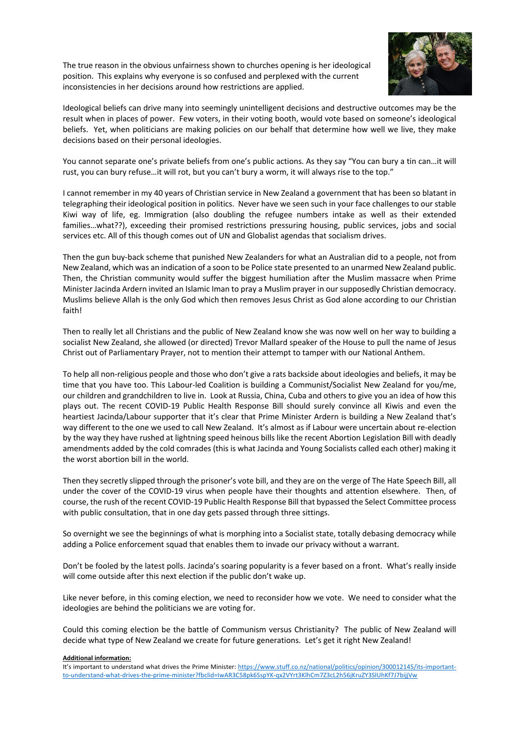The true reason in the obvious unfairness shown to churches opening is her ideological position. This explains why everyone is so confused and perplexed with the current inconsistencies in her decisions around how restrictions are applied.

Ideological beliefs can drive many into seemingly unintelligent decisions and destructive outcomes may be the result when in places of power. Few voters, in their voting booth, would vote based on someone's ideological beliefs. Yet, when politicians are making policies on our behalf that determine how well we live, they make decisions based on their personal ideologies.

You cannot separate one's private beliefs from one's public actions. As they say "You can bury a tin can…it will rust, you can bury refuse…it will rot, but you can't bury a worm, it will always rise to the top."

I cannot remember in my 40 years of Christian service in New Zealand a government that has been so blatant in telegraphing their ideological position in politics. Never have we seen such in your face challenges to our stable Kiwi way of life, eg. Immigration (also doubling the refugee numbers intake as well as their extended families…what??), exceeding their promised restrictions pressuring housing, public services, jobs and social services etc. All of this though comes out of UN and Globalist agendas that socialism drives.

Then the gun buy-back scheme that punished New Zealanders for what an Australian did to a people, not from New Zealand, which was an indication of a soon to be Police state presented to an unarmed New Zealand public. Then, the Christian community would suffer the biggest humiliation after the Muslim massacre when Prime Minister Jacinda Ardern invited an Islamic Iman to pray a Muslim prayer in our supposedly Christian democracy. Muslims believe Allah is the only God which then removes Jesus Christ as God alone according to our Christian faith!

Then to really let all Christians and the public of New Zealand know she was now well on her way to building a socialist New Zealand, she allowed (or directed) Trevor Mallard speaker of the House to pull the name of Jesus Christ out of Parliamentary Prayer, not to mention their attempt to tamper with our National Anthem.

To help all non-religious people and those who don't give a rats backside about ideologies and beliefs, it may be time that you have too. This Labour-led Coalition is building a Communist/Socialist New Zealand for you/me, our children and grandchildren to live in. Look at Russia, China, Cuba and others to give you an idea of how this plays out. The recent COVID-19 Public Health Response Bill should surely convince all Kiwis and even the heartiest Jacinda/Labour supporter that it's clear that Prime Minister Ardern is building a New Zealand that's way different to the one we used to call New Zealand. It's almost as if Labour were uncertain about re-election by the way they have rushed at lightning speed heinous bills like the recent Abortion Legislation Bill with deadly amendments added by the cold comrades (this is what Jacinda and Young Socialists called each other) making it the worst abortion bill in the world.

Then they secretly slipped through the prisoner's vote bill, and they are on the verge of The Hate Speech Bill, all under the cover of the COVID-19 virus when people have their thoughts and attention elsewhere. Then, of course, the rush of the recent COVID-19 Public Health Response Bill that bypassed the Select Committee process with public consultation, that in one day gets passed through three sittings.

So overnight we see the beginnings of what is morphing into a Socialist state, totally debasing democracy while adding a Police enforcement squad that enables them to invade our privacy without a warrant.

Don't be fooled by the latest polls. Jacinda's soaring popularity is a fever based on a front. What's really inside will come outside after this next election if the public don't wake up.

Like never before, in this coming election, we need to reconsider how we vote. We need to consider what the ideologies are behind the politicians we are voting for.

Could this coming election be the battle of Communism versus Christianity? The public of New Zealand will decide what type of New Zealand we create for future generations. Let's get it right New Zealand!

**Additional information:**

It's important to understand what drives the Prime Minister: https://www.stuff.co.nz/national/politics/opinion/300012145/its-important-to-understand-what-drives-the-prime-minister?fbclid=IwAR3C58pk6SspYK-qx2VYrt3KlhCm7Z3cL2h56jKruZY3SlUhKf7J7bijjVw